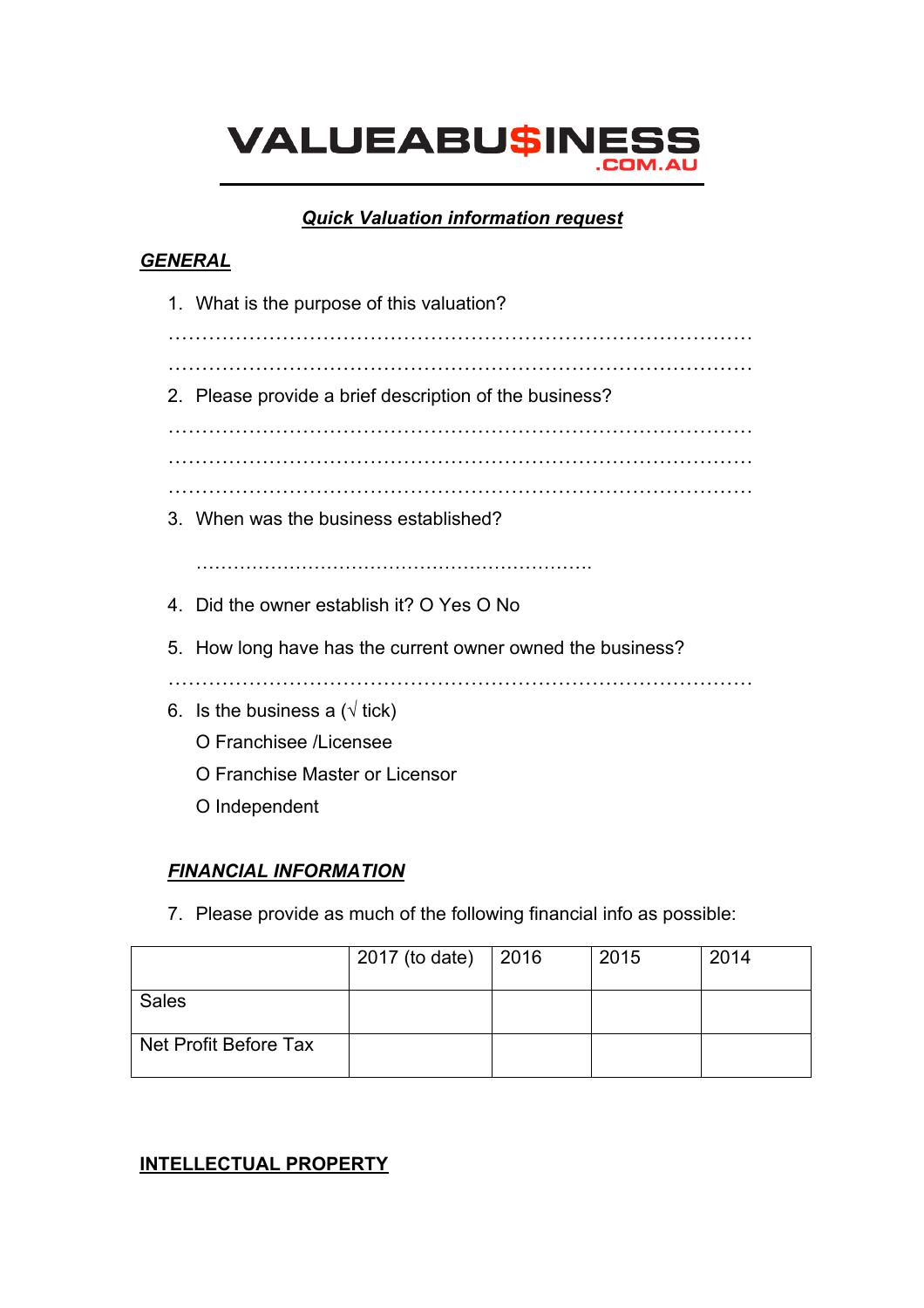# VALUEABU$INESS
.COM.AU

***Quick Valuation information request***

## ***GENERAL***

1. What is the purpose of this valuation?

………………………………………………………………………………

………………………………………………………………………………

2. Please provide a brief description of the business?

………………………………………………………………………………

………………………………………………………………………………

………………………………………………………………………………

3. When was the business established?

   ……………………………………………………….

4. Did the owner establish it? O Yes O No

5. How long have has the current owner owned the business?

………………………………………………………………………………

6. Is the business a (√ tick)

   O Franchisee /Licensee

   O Franchise Master or Licensor

   O Independent

## ***FINANCIAL INFORMATION***

7. Please provide as much of the following financial info as possible:

| | 2017 (to date) | 2016 | 2015 | 2014 |
|---|---|---|---|---|
| Sales | | | | |
| Net Profit Before Tax | | | | |

## **INTELLECTUAL PROPERTY**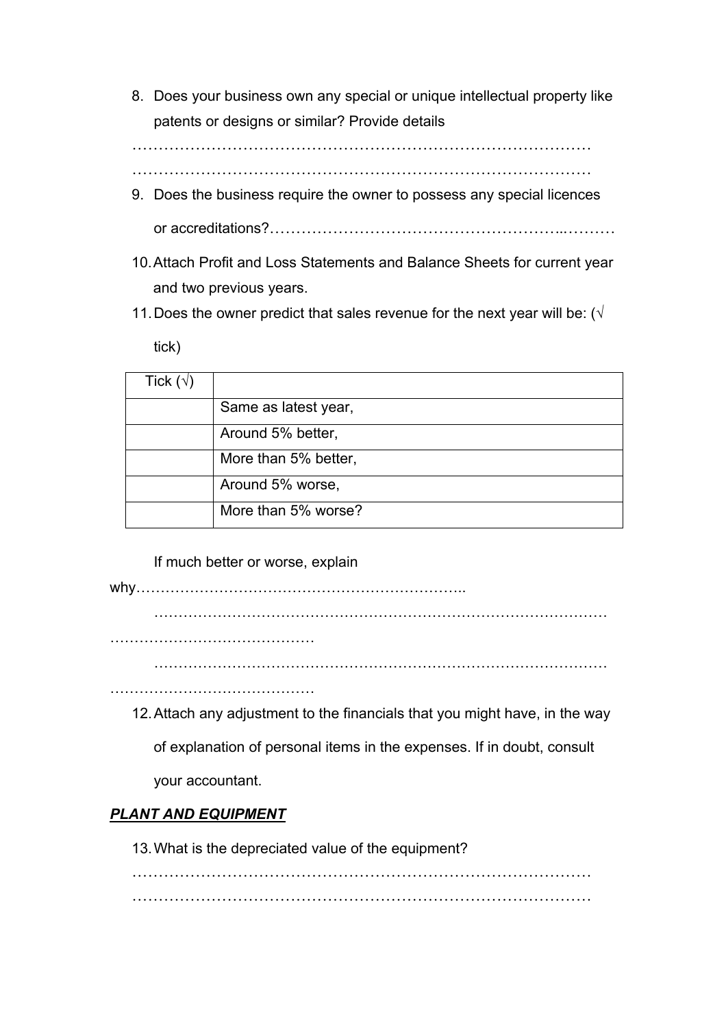8. Does your business own any special or unique intellectual property like patents or designs or similar? Provide details

…………………………………………………………………………………
…………………………………………………………………………………

9. Does the business require the owner to possess any special licences or accreditations?………………………………………………..………

10. Attach Profit and Loss Statements and Balance Sheets for current year and two previous years.

11. Does the owner predict that sales revenue for the next year will be: (√ tick)

| Tick (√) | |
|---|---|
| | Same as latest year, |
| | Around 5% better, |
| | More than 5% better, |
| | Around 5% worse, |
| | More than 5% worse? |

If much better or worse, explain why………………………………………………………..

…………………………………………………………………………………
……………………………………
…………………………………………………………………………………
……………………………………

12. Attach any adjustment to the financials that you might have, in the way of explanation of personal items in the expenses. If in doubt, consult your accountant.

***PLANT AND EQUIPMENT***

13. What is the depreciated value of the equipment?

…………………………………………………………………………………
…………………………………………………………………………………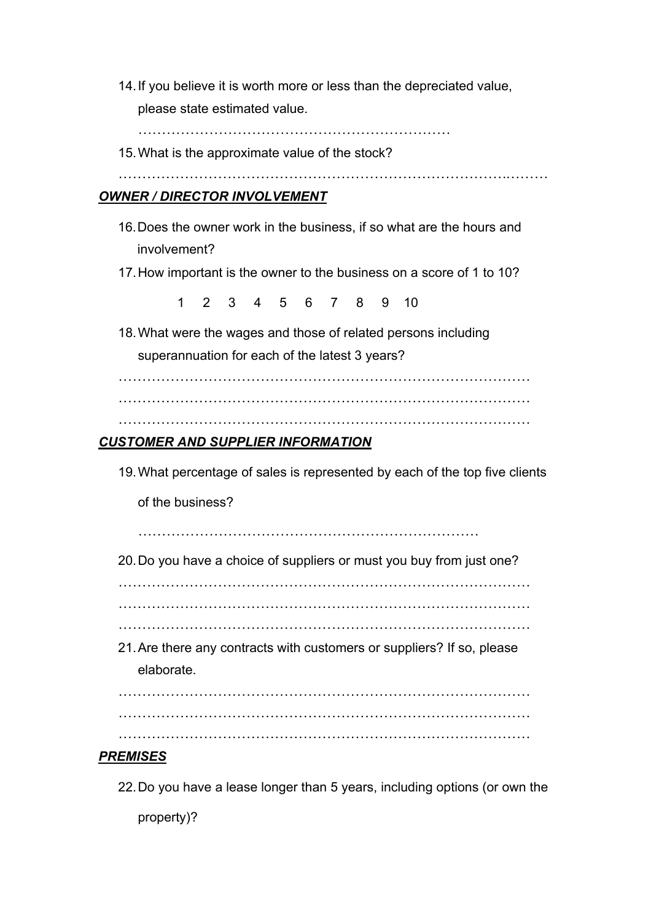14. If you believe it is worth more or less than the depreciated value, please state estimated value.

    ………………………………………………………

15. What is the approximate value of the stock?

………………………………………………………………………………

***OWNER / DIRECTOR INVOLVEMENT***

16. Does the owner work in the business, if so what are the hours and involvement?

17. How important is the owner to the business on a score of 1 to 10?

    1 2 3 4 5 6 7 8 9 10

18. What were the wages and those of related persons including superannuation for each of the latest 3 years?

………………………………………………………………………………
………………………………………………………………………………
………………………………………………………………………………

***CUSTOMER AND SUPPLIER INFORMATION***

19. What percentage of sales is represented by each of the top five clients of the business?

    ………………………………………………………………

20. Do you have a choice of suppliers or must you buy from just one?

………………………………………………………………………………
………………………………………………………………………………
………………………………………………………………………………

21. Are there any contracts with customers or suppliers? If so, please elaborate.

………………………………………………………………………………
………………………………………………………………………………
………………………………………………………………………………

***PREMISES***

22. Do you have a lease longer than 5 years, including options (or own the property)?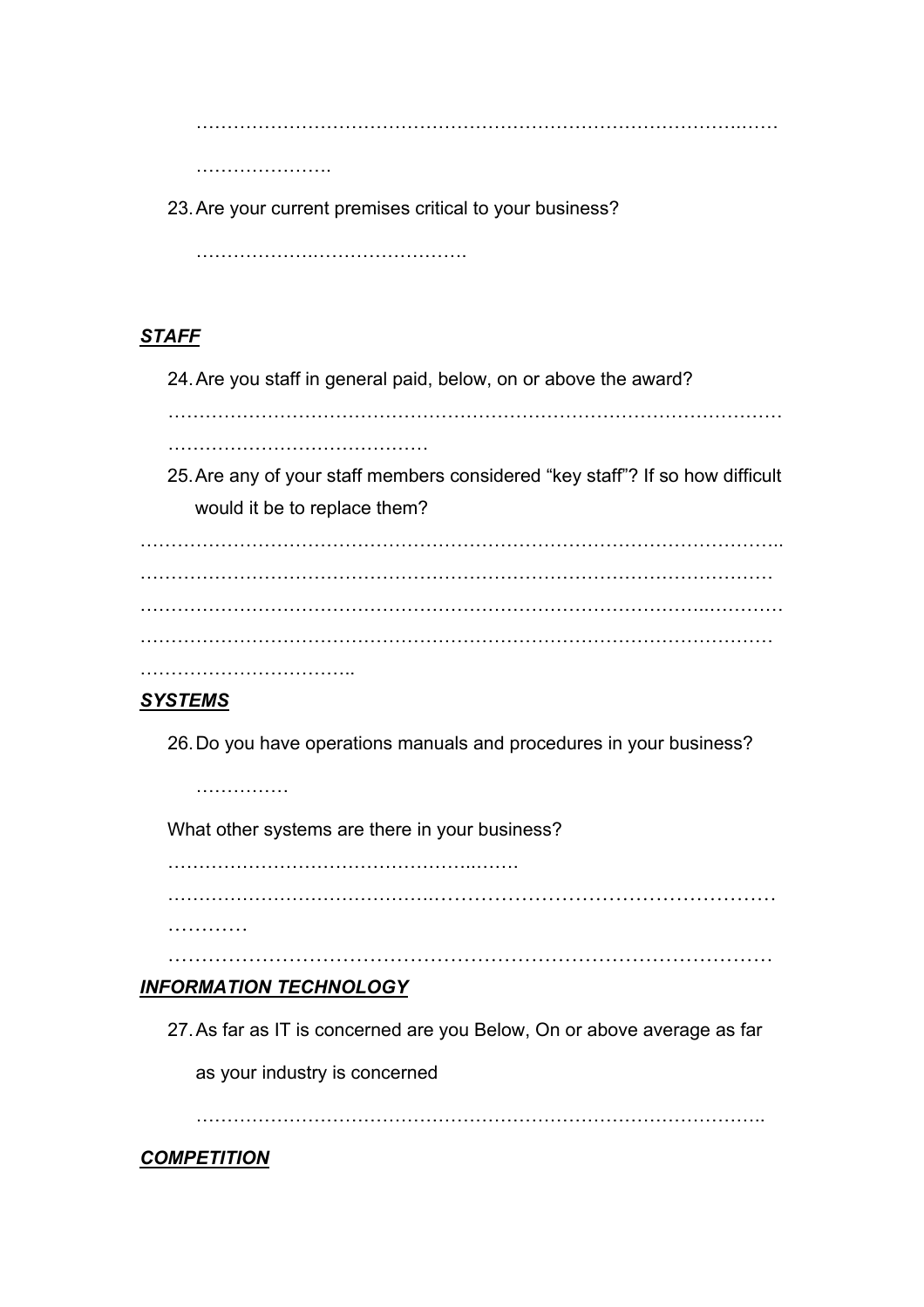……………………………………………………………………………….……

………………….

23. Are your current premises critical to your business?

    …………………..…………………….

***STAFF***

24. Are you staff in general paid, below, on or above the award?

    ……………………………………………………………………………………
    ……………………………………

25. Are any of your staff members considered "key staff"? If so how difficult would it be to replace them?

……………………………………………………………………………………………
……………………………………………………………………………………………
……………………………………………………………………………..…………
……………………………………………………………………………………………
……………………………..

***SYSTEMS***

26. Do you have operations manuals and procedures in your business?

    ……………

    What other systems are there in your business?

    …………………………………………...…….
    …………………………………….……………………………………………
    …………
    ……………………………………………………………………………………

***INFORMATION TECHNOLOGY***

27. As far as IT is concerned are you Below, On or above average as far as your industry is concerned

    …………………………………………………………………….……………..

***COMPETITION***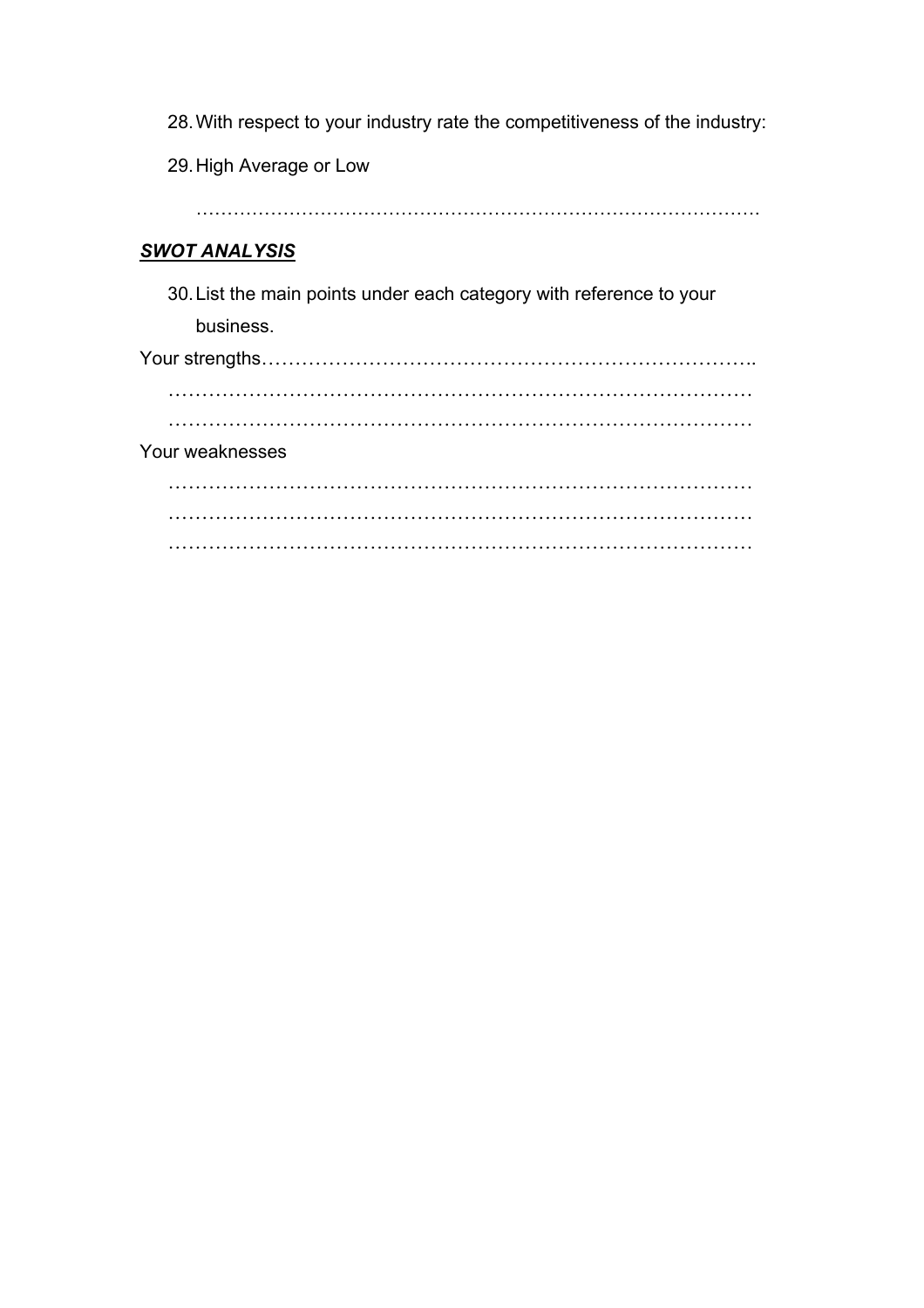28. With respect to your industry rate the competitiveness of the industry:

29. High Average or Low

   ……………………………………………………………………………

***SWOT ANALYSIS***

30. List the main points under each category with reference to your business.

Your strengths…………………………………………………………………..

   …………………………………………………………………………
   …………………………………………………………………………

Your weaknesses

   …………………………………………………………………………
   …………………………………………………………………………
   …………………………………………………………………………